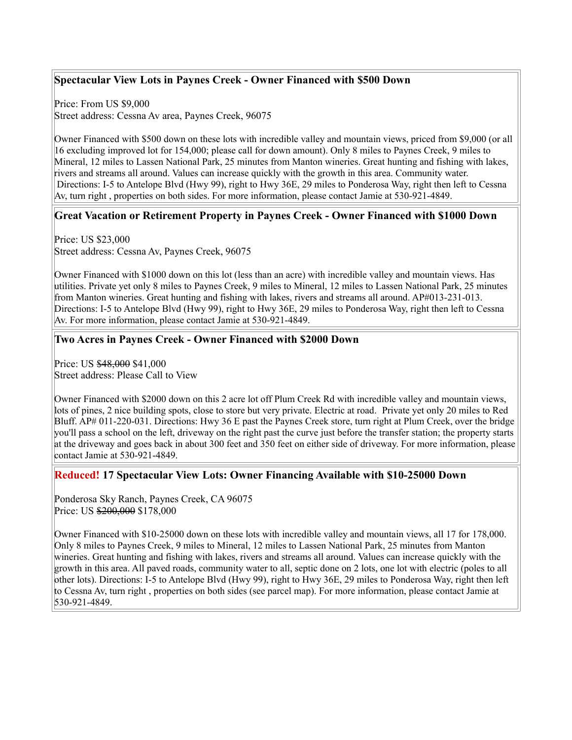## Spectacular View Lots in Paynes Creek - Owner Financed with $500 Down

Price: From US $9,000
Street address: Cessna Av area, Paynes Creek, 96075

Owner Financed with $500 down on these lots with incredible valley and mountain views, priced from $9,000 (or all 16 excluding improved lot for 154,000; please call for down amount). Only 8 miles to Paynes Creek, 9 miles to Mineral, 12 miles to Lassen National Park, 25 minutes from Manton wineries. Great hunting and fishing with lakes, rivers and streams all around. Values can increase quickly with the growth in this area. Community water. Directions: I-5 to Antelope Blvd (Hwy 99), right to Hwy 36E, 29 miles to Ponderosa Way, right then left to Cessna Av, turn right , properties on both sides. For more information, please contact Jamie at 530-921-4849.

## Great Vacation or Retirement Property in Paynes Creek - Owner Financed with $1000 Down

Price: US $23,000
Street address: Cessna Av, Paynes Creek, 96075

Owner Financed with $1000 down on this lot (less than an acre) with incredible valley and mountain views. Has utilities. Private yet only 8 miles to Paynes Creek, 9 miles to Mineral, 12 miles to Lassen National Park, 25 minutes from Manton wineries. Great hunting and fishing with lakes, rivers and streams all around. AP#013-231-013. Directions: I-5 to Antelope Blvd (Hwy 99), right to Hwy 36E, 29 miles to Ponderosa Way, right then left to Cessna Av. For more information, please contact Jamie at 530-921-4849.

## Two Acres in Paynes Creek - Owner Financed with $2000 Down

Price: US ~~$48,000~~ $41,000
Street address: Please Call to View

Owner Financed with $2000 down on this 2 acre lot off Plum Creek Rd with incredible valley and mountain views, lots of pines, 2 nice building spots, close to store but very private. Electric at road. Private yet only 20 miles to Red Bluff. AP# 011-220-031. Directions: Hwy 36 E past the Paynes Creek store, turn right at Plum Creek, over the bridge you'll pass a school on the left, driveway on the right past the curve just before the transfer station; the property starts at the driveway and goes back in about 300 feet and 350 feet on either side of driveway. For more information, please contact Jamie at 530-921-4849.

## Reduced! 17 Spectacular View Lots: Owner Financing Available with $10-25000 Down

Ponderosa Sky Ranch, Paynes Creek, CA 96075
Price: US ~~$200,000~~ $178,000

Owner Financed with $10-25000 down on these lots with incredible valley and mountain views, all 17 for 178,000. Only 8 miles to Paynes Creek, 9 miles to Mineral, 12 miles to Lassen National Park, 25 minutes from Manton wineries. Great hunting and fishing with lakes, rivers and streams all around. Values can increase quickly with the growth in this area. All paved roads, community water to all, septic done on 2 lots, one lot with electric (poles to all other lots). Directions: I-5 to Antelope Blvd (Hwy 99), right to Hwy 36E, 29 miles to Ponderosa Way, right then left to Cessna Av, turn right , properties on both sides (see parcel map). For more information, please contact Jamie at 530-921-4849.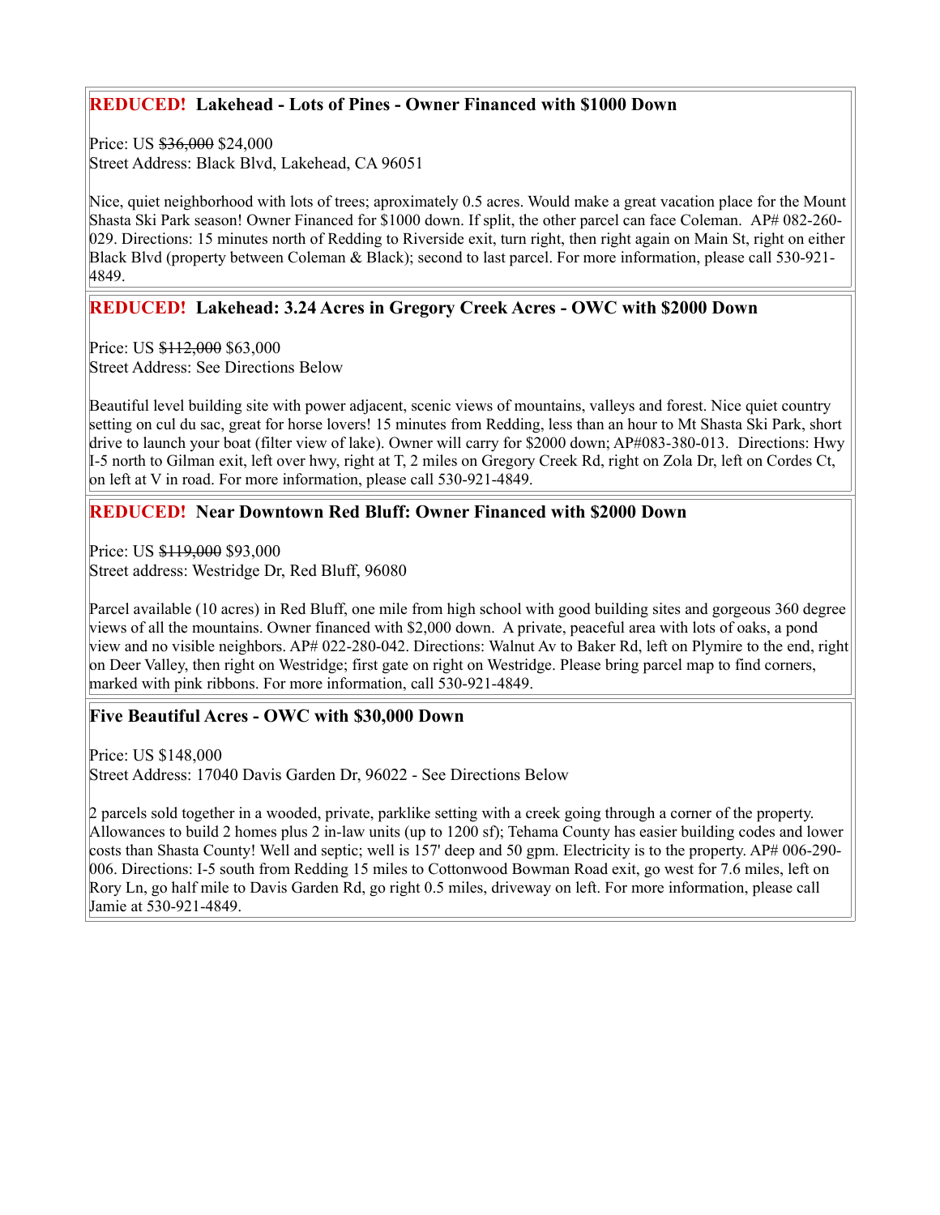### **REDUCED!** Lakehead - Lots of Pines - Owner Financed with $1000 Down

Price: US ~~$36,000~~ $24,000
Street Address: Black Blvd, Lakehead, CA 96051

Nice, quiet neighborhood with lots of trees; aproximately 0.5 acres. Would make a great vacation place for the Mount Shasta Ski Park season! Owner Financed for $1000 down. If split, the other parcel can face Coleman. AP# 082-260-029. Directions: 15 minutes north of Redding to Riverside exit, turn right, then right again on Main St, right on either Black Blvd (property between Coleman & Black); second to last parcel. For more information, please call 530-921-4849.

### **REDUCED!** Lakehead: 3.24 Acres in Gregory Creek Acres - OWC with $2000 Down

Price: US ~~$112,000~~ $63,000
Street Address: See Directions Below

Beautiful level building site with power adjacent, scenic views of mountains, valleys and forest. Nice quiet country setting on cul du sac, great for horse lovers! 15 minutes from Redding, less than an hour to Mt Shasta Ski Park, short drive to launch your boat (filter view of lake). Owner will carry for $2000 down; AP#083-380-013. Directions: Hwy I-5 north to Gilman exit, left over hwy, right at T, 2 miles on Gregory Creek Rd, right on Zola Dr, left on Cordes Ct, on left at V in road. For more information, please call 530-921-4849.

### **REDUCED!** Near Downtown Red Bluff: Owner Financed with $2000 Down

Price: US ~~$119,000~~ $93,000
Street address: Westridge Dr, Red Bluff, 96080

Parcel available (10 acres) in Red Bluff, one mile from high school with good building sites and gorgeous 360 degree views of all the mountains. Owner financed with $2,000 down. A private, peaceful area with lots of oaks, a pond view and no visible neighbors. AP# 022-280-042. Directions: Walnut Av to Baker Rd, left on Plymire to the end, right on Deer Valley, then right on Westridge; first gate on right on Westridge. Please bring parcel map to find corners, marked with pink ribbons. For more information, call 530-921-4849.

### Five Beautiful Acres - OWC with $30,000 Down

Price: US $148,000
Street Address: 17040 Davis Garden Dr, 96022 - See Directions Below

2 parcels sold together in a wooded, private, parklike setting with a creek going through a corner of the property. Allowances to build 2 homes plus 2 in-law units (up to 1200 sf); Tehama County has easier building codes and lower costs than Shasta County! Well and septic; well is 157' deep and 50 gpm. Electricity is to the property. AP# 006-290-006. Directions: I-5 south from Redding 15 miles to Cottonwood Bowman Road exit, go west for 7.6 miles, left on Rory Ln, go half mile to Davis Garden Rd, go right 0.5 miles, driveway on left. For more information, please call Jamie at 530-921-4849.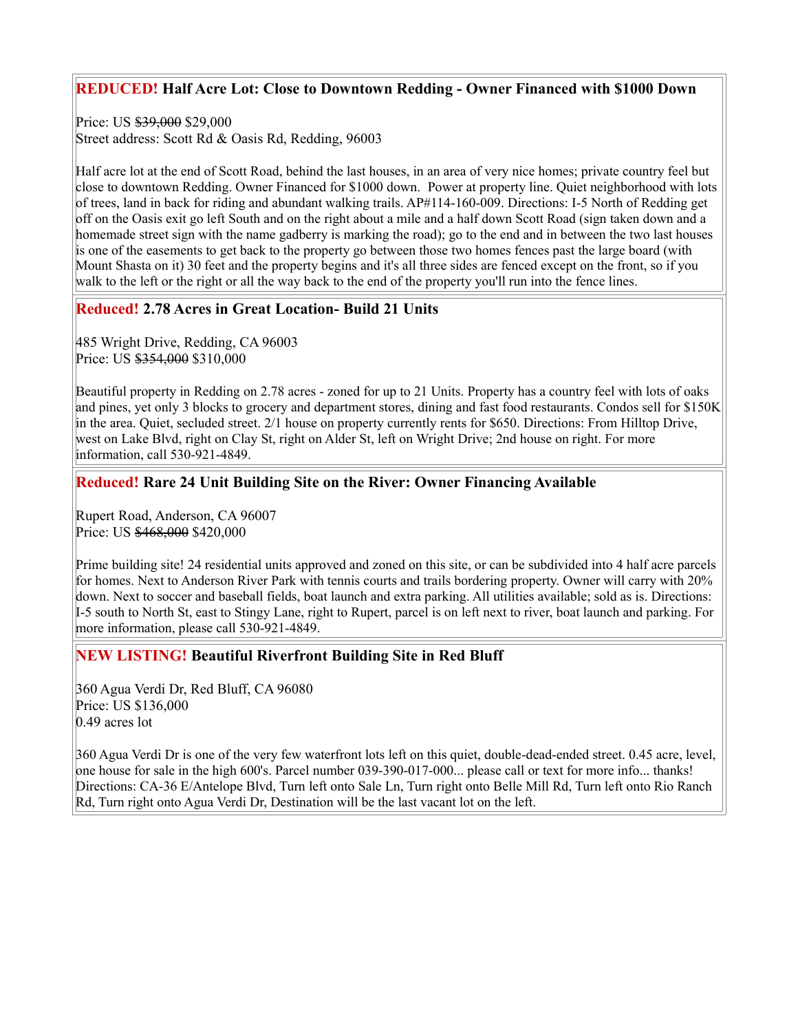**REDUCED! Half Acre Lot: Close to Downtown Redding - Owner Financed with $1000 Down**

Price: US ~~$39,000~~ $29,000
Street address: Scott Rd & Oasis Rd, Redding, 96003

Half acre lot at the end of Scott Road, behind the last houses, in an area of very nice homes; private country feel but close to downtown Redding. Owner Financed for $1000 down. Power at property line. Quiet neighborhood with lots of trees, land in back for riding and abundant walking trails. AP#114-160-009. Directions: I-5 North of Redding get off on the Oasis exit go left South and on the right about a mile and a half down Scott Road (sign taken down and a homemade street sign with the name gadberry is marking the road); go to the end and in between the two last houses is one of the easements to get back to the property go between those two homes fences past the large board (with Mount Shasta on it) 30 feet and the property begins and it's all three sides are fenced except on the front, so if you walk to the left or the right or all the way back to the end of the property you'll run into the fence lines.

**Reduced! 2.78 Acres in Great Location- Build 21 Units**

485 Wright Drive, Redding, CA 96003
Price: US ~~$354,000~~ $310,000

Beautiful property in Redding on 2.78 acres - zoned for up to 21 Units. Property has a country feel with lots of oaks and pines, yet only 3 blocks to grocery and department stores, dining and fast food restaurants. Condos sell for $150K in the area. Quiet, secluded street. 2/1 house on property currently rents for $650. Directions: From Hilltop Drive, west on Lake Blvd, right on Clay St, right on Alder St, left on Wright Drive; 2nd house on right. For more information, call 530-921-4849.

**Reduced! Rare 24 Unit Building Site on the River: Owner Financing Available**

Rupert Road, Anderson, CA 96007
Price: US ~~$468,000~~ $420,000

Prime building site! 24 residential units approved and zoned on this site, or can be subdivided into 4 half acre parcels for homes. Next to Anderson River Park with tennis courts and trails bordering property. Owner will carry with 20% down. Next to soccer and baseball fields, boat launch and extra parking. All utilities available; sold as is. Directions: I-5 south to North St, east to Stingy Lane, right to Rupert, parcel is on left next to river, boat launch and parking. For more information, please call 530-921-4849.

**NEW LISTING! Beautiful Riverfront Building Site in Red Bluff**

360 Agua Verdi Dr, Red Bluff, CA 96080
Price: US $136,000
0.49 acres lot

360 Agua Verdi Dr is one of the very few waterfront lots left on this quiet, double-dead-ended street. 0.45 acre, level, one house for sale in the high 600's. Parcel number 039-390-017-000... please call or text for more info... thanks! Directions: CA-36 E/Antelope Blvd, Turn left onto Sale Ln, Turn right onto Belle Mill Rd, Turn left onto Rio Ranch Rd, Turn right onto Agua Verdi Dr, Destination will be the last vacant lot on the left.